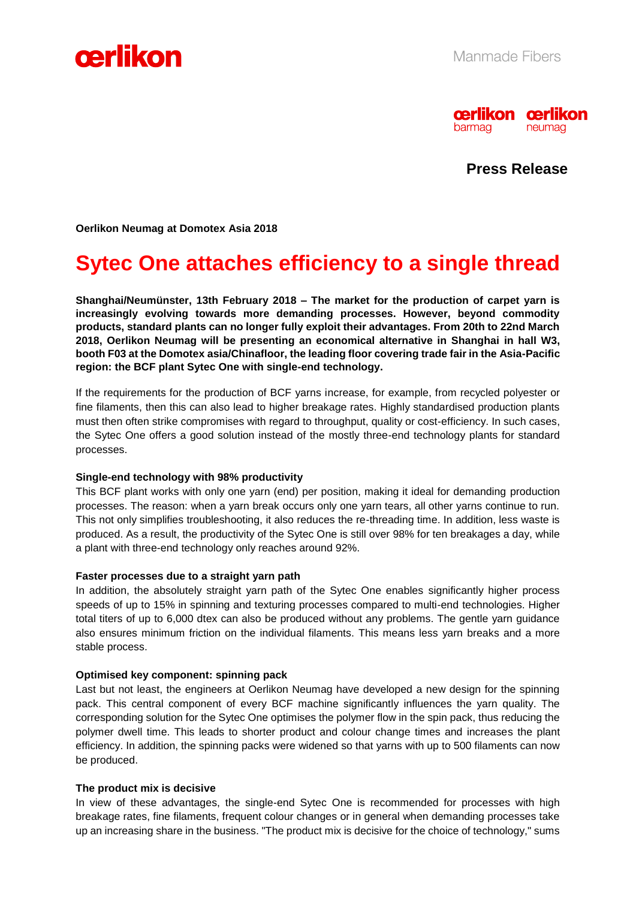oerlikon

Manmade Fibers

oerlikon barmag oerlikon neumag

**Press Release**

**Oerlikon Neumag at Domotex Asia 2018**

# Sytec One attaches efficiency to a single thread

**Shanghai/Neumünster, 13th February 2018 – The market for the production of carpet yarn is increasingly evolving towards more demanding processes. However, beyond commodity products, standard plants can no longer fully exploit their advantages. From 20th to 22nd March 2018, Oerlikon Neumag will be presenting an economical alternative in Shanghai in hall W3, booth F03 at the Domotex asia/Chinafloor, the leading floor covering trade fair in the Asia-Pacific region: the BCF plant Sytec One with single-end technology.**

If the requirements for the production of BCF yarns increase, for example, from recycled polyester or fine filaments, then this can also lead to higher breakage rates. Highly standardised production plants must then often strike compromises with regard to throughput, quality or cost-efficiency. In such cases, the Sytec One offers a good solution instead of the mostly three-end technology plants for standard processes.

**Single-end technology with 98% productivity**

This BCF plant works with only one yarn (end) per position, making it ideal for demanding production processes. The reason: when a yarn break occurs only one yarn tears, all other yarns continue to run. This not only simplifies troubleshooting, it also reduces the re-threading time. In addition, less waste is produced. As a result, the productivity of the Sytec One is still over 98% for ten breakages a day, while a plant with three-end technology only reaches around 92%.

**Faster processes due to a straight yarn path**

In addition, the absolutely straight yarn path of the Sytec One enables significantly higher process speeds of up to 15% in spinning and texturing processes compared to multi-end technologies. Higher total titers of up to 6,000 dtex can also be produced without any problems. The gentle yarn guidance also ensures minimum friction on the individual filaments. This means less yarn breaks and a more stable process.

**Optimised key component: spinning pack**

Last but not least, the engineers at Oerlikon Neumag have developed a new design for the spinning pack. This central component of every BCF machine significantly influences the yarn quality. The corresponding solution for the Sytec One optimises the polymer flow in the spin pack, thus reducing the polymer dwell time. This leads to shorter product and colour change times and increases the plant efficiency. In addition, the spinning packs were widened so that yarns with up to 500 filaments can now be produced.

**The product mix is decisive**

In view of these advantages, the single-end Sytec One is recommended for processes with high breakage rates, fine filaments, frequent colour changes or in general when demanding processes take up an increasing share in the business. "The product mix is decisive for the choice of technology," sums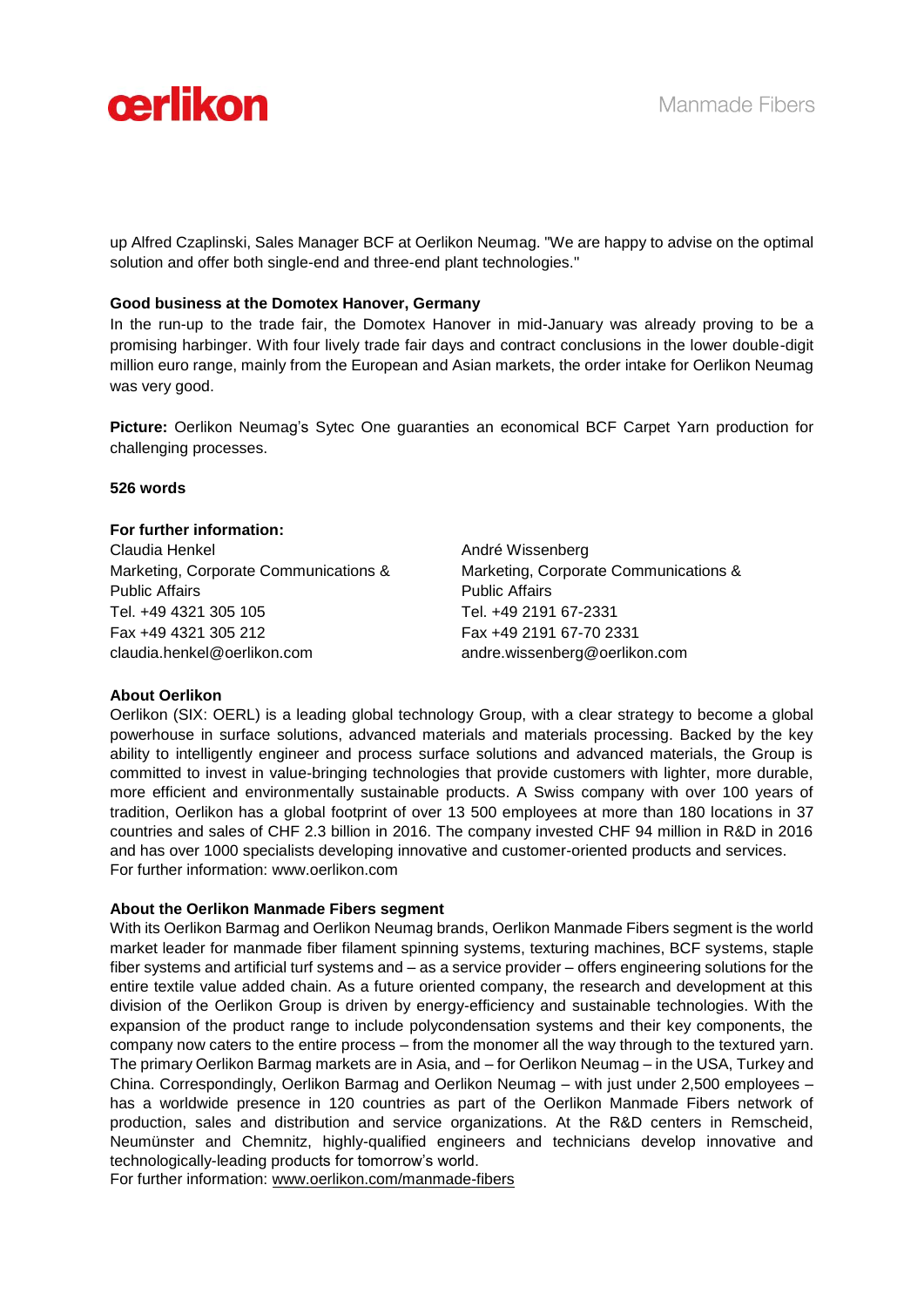up Alfred Czaplinski, Sales Manager BCF at Oerlikon Neumag. "We are happy to advise on the optimal solution and offer both single-end and three-end plant technologies."

**Good business at the Domotex Hanover, Germany**

In the run-up to the trade fair, the Domotex Hanover in mid-January was already proving to be a promising harbinger. With four lively trade fair days and contract conclusions in the lower double-digit million euro range, mainly from the European and Asian markets, the order intake for Oerlikon Neumag was very good.

**Picture:** Oerlikon Neumag's Sytec One guarantees an economical BCF Carpet Yarn production for challenging processes.

**526 words**

**For further information:**

Claudia Henkel
Marketing, Corporate Communications & Public Affairs
Tel. +49 4321 305 105
Fax +49 4321 305 212
claudia.henkel@oerlikon.com

André Wissenberg
Marketing, Corporate Communications & Public Affairs
Tel. +49 2191 67-2331
Fax +49 2191 67-70 2331
andre.wissenberg@oerlikon.com

**About Oerlikon**

Oerlikon (SIX: OERL) is a leading global technology Group, with a clear strategy to become a global powerhouse in surface solutions, advanced materials and materials processing. Backed by the key ability to intelligently engineer and process surface solutions and advanced materials, the Group is committed to invest in value-bringing technologies that provide customers with lighter, more durable, more efficient and environmentally sustainable products. A Swiss company with over 100 years of tradition, Oerlikon has a global footprint of over 13 500 employees at more than 180 locations in 37 countries and sales of CHF 2.3 billion in 2016. The company invested CHF 94 million in R&D in 2016 and has over 1000 specialists developing innovative and customer-oriented products and services.
For further information: www.oerlikon.com

**About the Oerlikon Manmade Fibers segment**

With its Oerlikon Barmag and Oerlikon Neumag brands, Oerlikon Manmade Fibers segment is the world market leader for manmade fiber filament spinning systems, texturing machines, BCF systems, staple fiber systems and artificial turf systems and – as a service provider – offers engineering solutions for the entire textile value added chain. As a future oriented company, the research and development at this division of the Oerlikon Group is driven by energy-efficiency and sustainable technologies. With the expansion of the product range to include polycondensation systems and their key components, the company now caters to the entire process – from the monomer all the way through to the textured yarn. The primary Oerlikon Barmag markets are in Asia, and – for Oerlikon Neumag – in the USA, Turkey and China. Correspondingly, Oerlikon Barmag and Oerlikon Neumag – with just under 2,500 employees – has a worldwide presence in 120 countries as part of the Oerlikon Manmade Fibers network of production, sales and distribution and service organizations. At the R&D centers in Remscheid, Neumünster and Chemnitz, highly-qualified engineers and technicians develop innovative and technologically-leading products for tomorrow's world.
For further information: www.oerlikon.com/manmade-fibers